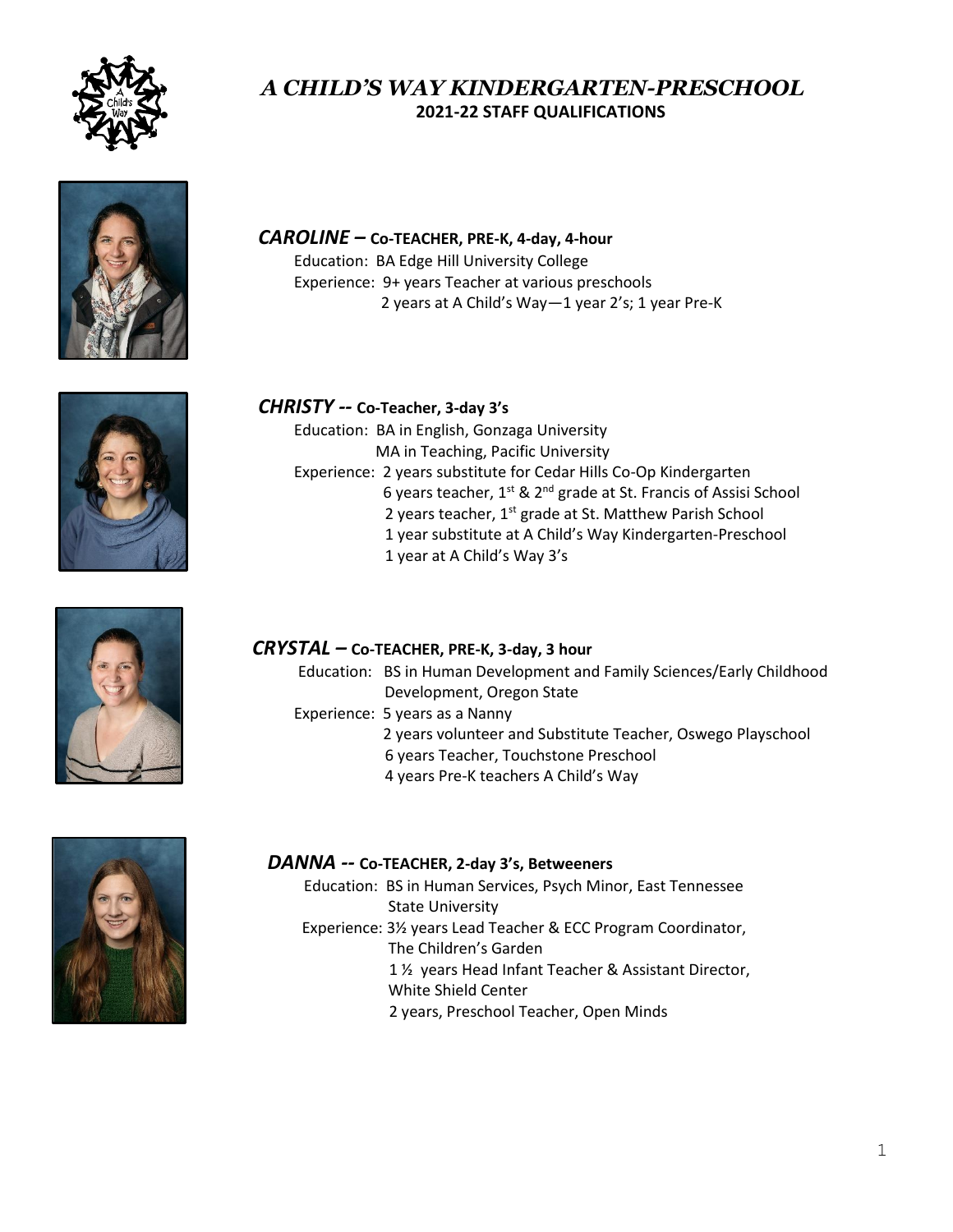# *A CHILD'S WAY KINDERGARTEN-PRESCHOOL*

## 2021-22 STAFF QUALIFICATIONS

### *CAROLINE* – Co-TEACHER, PRE-K, 4-day, 4-hour

Education: BA Edge Hill University College

Experience: 9+ years Teacher at various preschools
2 years at A Child's Way—1 year 2's; 1 year Pre-K

### *CHRISTY* -- Co-Teacher, 3-day 3's

Education: BA in English, Gonzaga University
MA in Teaching, Pacific University

Experience: 2 years substitute for Cedar Hills Co-Op Kindergarten
6 years teacher, 1st & 2nd grade at St. Francis of Assisi School
2 years teacher, 1st grade at St. Matthew Parish School
1 year substitute at A Child's Way Kindergarten-Preschool
1 year at A Child's Way 3's

### *CRYSTAL* – Co-TEACHER, PRE-K, 3-day, 3 hour

Education: BS in Human Development and Family Sciences/Early Childhood Development, Oregon State

Experience: 5 years as a Nanny
2 years volunteer and Substitute Teacher, Oswego Playschool
6 years Teacher, Touchstone Preschool
4 years Pre-K teachers A Child's Way

### *DANNA* -- Co-TEACHER, 2-day 3's, Betweeners

Education: BS in Human Services, Psych Minor, East Tennessee State University

Experience: 3½ years Lead Teacher & ECC Program Coordinator, The Children's Garden
1 ½ years Head Infant Teacher & Assistant Director, White Shield Center
2 years, Preschool Teacher, Open Minds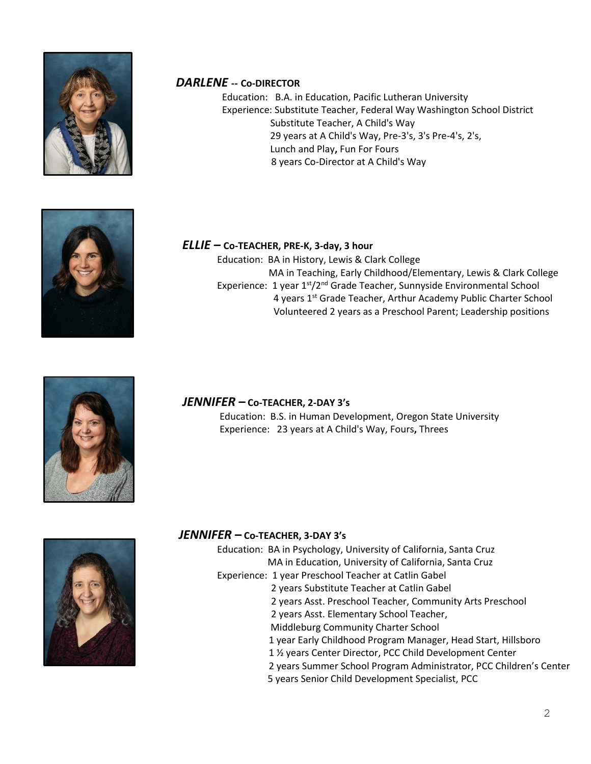### *DARLENE* -- Co-DIRECTOR

Education: B.A. in Education, Pacific Lutheran University

Experience: Substitute Teacher, Federal Way Washington School District
Substitute Teacher, A Child's Way
29 years at A Child's Way, Pre-3's, 3's Pre-4's, 2's, Lunch and Play**,** Fun For Fours
8 years Co-Director at A Child's Way

### *ELLIE* – Co-TEACHER, PRE-K, 3-day, 3 hour

Education: BA in History, Lewis & Clark College
MA in Teaching, Early Childhood/Elementary, Lewis & Clark College

Experience: 1 year 1st/2nd Grade Teacher, Sunnyside Environmental School
4 years 1st Grade Teacher, Arthur Academy Public Charter School
Volunteered 2 years as a Preschool Parent; Leadership positions

### *JENNIFER* – Co-TEACHER, 2-DAY 3's

Education: B.S. in Human Development, Oregon State University

Experience: 23 years at A Child's Way, Fours**,** Threes

### *JENNIFER* – Co-TEACHER, 3-DAY 3's

Education: BA in Psychology, University of California, Santa Cruz
MA in Education, University of California, Santa Cruz

Experience: 1 year Preschool Teacher at Catlin Gabel
2 years Substitute Teacher at Catlin Gabel
2 years Asst. Preschool Teacher, Community Arts Preschool
2 years Asst. Elementary School Teacher, Middleburg Community Charter School
1 year Early Childhood Program Manager, Head Start, Hillsboro
1 ½ years Center Director, PCC Child Development Center
2 years Summer School Program Administrator, PCC Children's Center
5 years Senior Child Development Specialist, PCC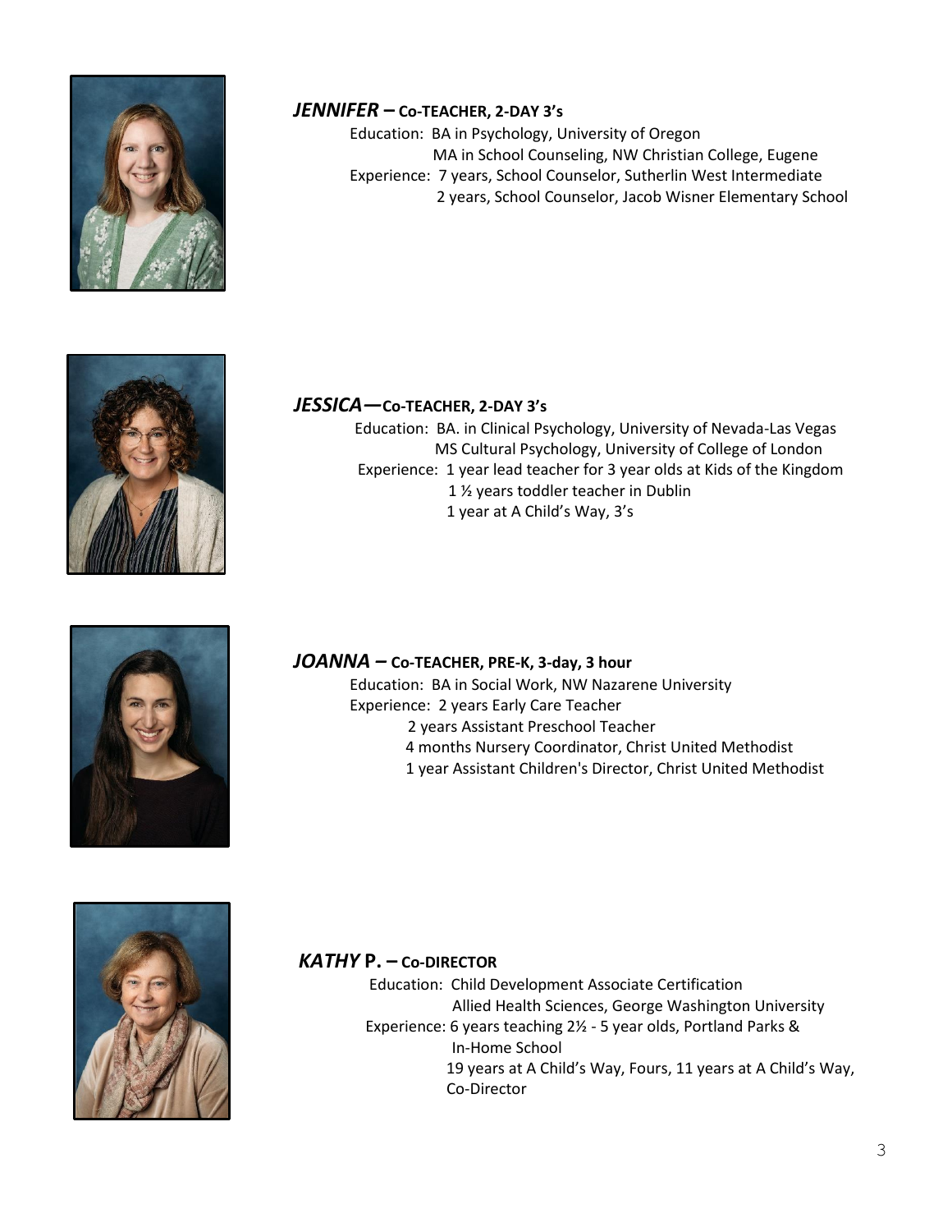### *JENNIFER* – Co-TEACHER, 2-DAY 3's

Education: BA in Psychology, University of Oregon
MA in School Counseling, NW Christian College, Eugene

Experience: 7 years, School Counselor, Sutherlin West Intermediate
2 years, School Counselor, Jacob Wisner Elementary School

### *JESSICA*—Co-TEACHER, 2-DAY 3's

Education: BA. in Clinical Psychology, University of Nevada-Las Vegas
MS Cultural Psychology, University of College of London

Experience: 1 year lead teacher for 3 year olds at Kids of the Kingdom
1 ½ years toddler teacher in Dublin
1 year at A Child's Way, 3's

### *JOANNA* – Co-TEACHER, PRE-K, 3-day, 3 hour

Education: BA in Social Work, NW Nazarene University

Experience: 2 years Early Care Teacher
2 years Assistant Preschool Teacher
4 months Nursery Coordinator, Christ United Methodist
1 year Assistant Children's Director, Christ United Methodist

### *KATHY* P. – Co-DIRECTOR

Education: Child Development Associate Certification
Allied Health Sciences, George Washington University

Experience: 6 years teaching 2½ - 5 year olds, Portland Parks & In-Home School
19 years at A Child's Way, Fours, 11 years at A Child's Way, Co-Director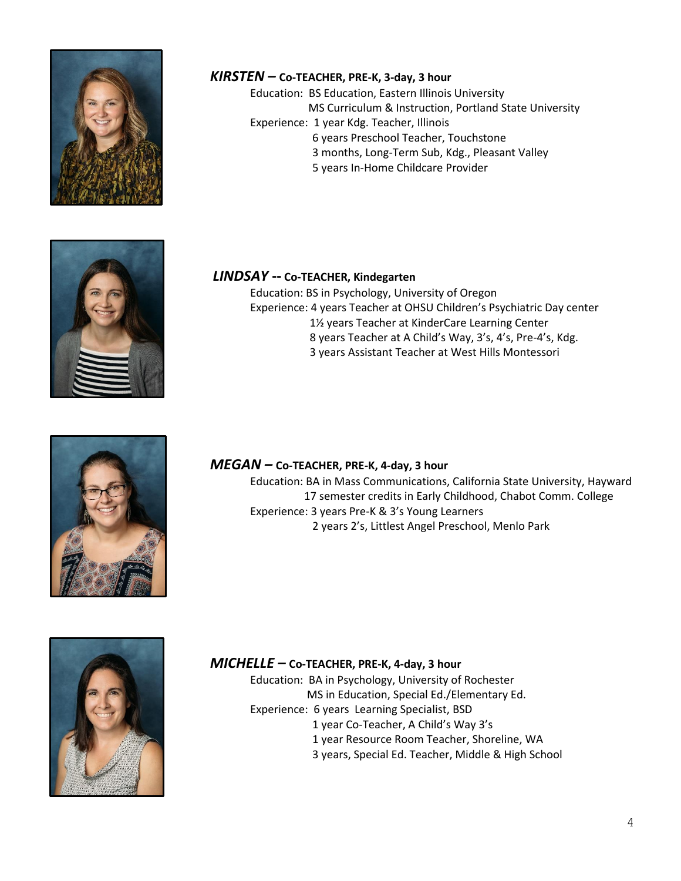***KIRSTEN* – Co-TEACHER, PRE-K, 3-day, 3 hour**

Education: BS Education, Eastern Illinois University
MS Curriculum & Instruction, Portland State University

Experience: 1 year Kdg. Teacher, Illinois
6 years Preschool Teacher, Touchstone
3 months, Long-Term Sub, Kdg., Pleasant Valley
5 years In-Home Childcare Provider

***LINDSAY* -- Co-TEACHER, Kindegarten**

Education: BS in Psychology, University of Oregon

Experience: 4 years Teacher at OHSU Children's Psychiatric Day center
1½ years Teacher at KinderCare Learning Center
8 years Teacher at A Child's Way, 3's, 4's, Pre-4's, Kdg.
3 years Assistant Teacher at West Hills Montessori

***MEGAN* – Co-TEACHER, PRE-K, 4-day, 3 hour**

Education: BA in Mass Communications, California State University, Hayward
17 semester credits in Early Childhood, Chabot Comm. College

Experience: 3 years Pre-K & 3's Young Learners
2 years 2's, Littlest Angel Preschool, Menlo Park

***MICHELLE* – Co-TEACHER, PRE-K, 4-day, 3 hour**

Education: BA in Psychology, University of Rochester
MS in Education, Special Ed./Elementary Ed.

Experience: 6 years Learning Specialist, BSD
1 year Co-Teacher, A Child's Way 3's
1 year Resource Room Teacher, Shoreline, WA
3 years, Special Ed. Teacher, Middle & High School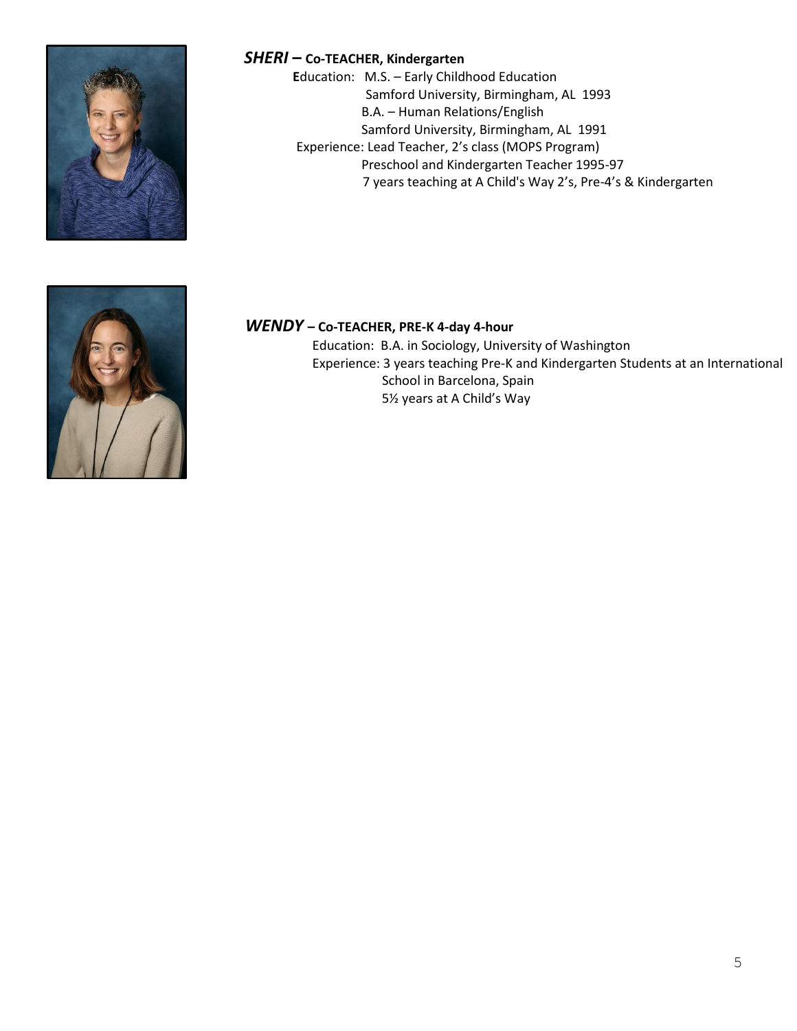### *SHERI* – Co-TEACHER, Kindergarten

Education: M.S. – Early Childhood Education
Samford University, Birmingham, AL 1993
B.A. – Human Relations/English
Samford University, Birmingham, AL 1991

Experience: Lead Teacher, 2's class (MOPS Program)
Preschool and Kindergarten Teacher 1995-97
7 years teaching at A Child's Way 2's, Pre-4's & Kindergarten

### *WENDY* – Co-TEACHER, PRE-K 4-day 4-hour

Education: B.A. in Sociology, University of Washington

Experience: 3 years teaching Pre-K and Kindergarten Students at an International School in Barcelona, Spain
5½ years at A Child's Way